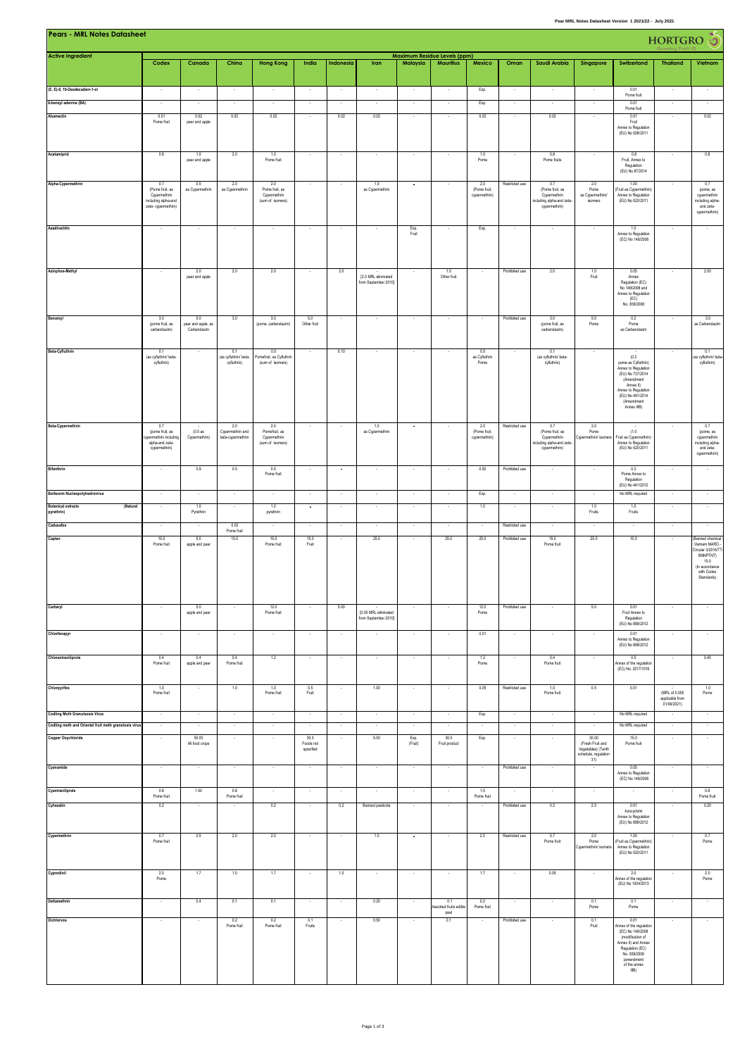# Pears - MRL Notes Datasheet

HORTGRO Growing Fruit IQ

| Active Ingredient | Maximum Residue Levels (ppm) | | | | | | | | | | | | | | | |
|---|---|---|---|---|---|---|---|---|---|---|---|---|---|---|---|---|
| | Codex | Canada | China | Hong Kong | India | Indonesia | Iran | Malaysia | Mauritius | Mexico | Oman | Saudi Arabia | Singapore | Switzerland | Thailand | Vietnam |
| (E, E)-8, 10-Deodecadien-1-ol | - | - | - | - | - | - | - | - | - | Exp. | - | - | - | 0.01 Pome fruit | - | - |
| 6-benzyl adenine (BA) | - | - | - | - | - | - | - | - | - | Exp. | - | - | - | 0.01 Pome fruit | - | - |
| Abamectin | 0.01 Pome fruit | 0.02 pear and apple | 0.02 | 0.02 | - | 0.02 | 0.02 | - | - | 0.02 | - | 0.02 | - | 0.01 Fruit Annex to Regulation (EU) No 508/2011 | - | 0.02 |
| Acetamiprid | 0.8 | 1.0 pear and apple | 2.0 | 1.0 Pome fruit | - | - | - | - | - | 1.0 Pome | - | 0.8 Pome fruits | - | 0.8 Fruit, Annex to Regulation (EU) No 87/2014 | - | 0.8 |
| Alpha-Cypermethrin | 0.7 (Pome fruit, as Cypermethrin including alpha-and zeta- cypermethrin) | 0.5 as Cypermethrin | 2.0 as Cypermethrin | 2.0 Pome fruit, as Cypermethrin (sum of isomers) | - | - | 1.0 as Cypermethrin | - | - | 2.0 (Pome fruit, cypermethrin) | Restricted use | 0.7 (Pome fruit, as Cypermethrin including alpha-and zeta-cypermethrin) | 2.0 Pome as Cypermethrin/ isomers | 1.00 (Fruit as Cypermethrin) Annex to Regulation (EU) No 520/2011 | - | 0.7 (pome, as cypermethrin including alpha- and zeta-cypermethrin) |
| Azadirachtin | - | - | - | - | - | - | - | Exp. Fruit | - | Exp. | - | - | - | 1.0 Annex to Regulation (EC) No 149/2008 | - | - |
| Azinphos-Methyl | - | 2.0 pear and apple | 2.0 | 2.0 | - | 2.0 | - [2.0 MRL eliminated from September 2010] | - | 1.0 Other fruit | - | Prohibited use | 2.0 | 1.0 Fruit | 0.05 Annex Regulation (EC) No 149/2008 and Annex to Regulation (EC) No. 839/2008 | - | 2.00 |
| Benomyl | 3.0 (pome fruit, as carbendazim) | 5.0 pear and apple, as Carbendazim | 3.0 | 3.0 (pome, carbendazim) | 5.0 Other fruit | - | - | - | - | - | Prohibited use | 3.0 (pome fruit, as carbendazim) | 5.0 Pome | 0.2 Pome as Carbendazim | - | 3.0 as Carbendazim |
| Beta-Cyfluthrin | 0.1 (as cyfluthrin/ beta-cyfluthrin) | - | 0.1 (as cyfluthrin/ beta-cyfluthrin) | 0.5 Pomefruit, as Cyfluthrin (sum of isomers) | - | 0.10 | - | - | - | 0.5 as Cyfluthrin Pome | - | 0.1 (as cyfluthrin/ beta-cyfluthrin) | - | - (0.2 pome as Cyfluthrin) Annex to Regulation (EU) No 737/2014 (Amendment Annex II) Annex to Regulation (EU) No 491/2014 (Amendment Annex IIIB) | - | 0.1 (as cyfluthrin/ beta-cyfluthrin) |
| Beta-Cypermethrin | 0.7 (pome fruit, as cypermethrin including alpha-and zeta-cypermethrin) | - (0.5 as Cypermethrin) | 2.0 Cypermethrin and beta-cypermethrin | 2.0 Pomefruit, as Cypermethrin (sum of isomers) | - | - | 1.0 as Cypermethrin | - | - | 2.0 (Pome fruit, cypermethrin) | Restricted use | 0.7 (Pome fruit, as Cypermethrin including alpha-and zeta-cypermethrin) | 2.0 Pome Cypermethrin/ isomers | - (1.0 Fruit as Cypermethrin) Annex to Regulation (EU) No 520/2011 | - | 0.7 (pome, as cypermethrin including alpha- and zeta-cypermethrin) |
| Bifenthrin | - | 0.9 | 0.5 | 0.5 Pome fruit | - | - | - | - | - | 0.50 | Prohibited use | - | - | 0.3 Pome Annex to Regulation (EU) No 441/2012 | - | - |
| Bollworm Nucleopolyhedrovirus | - | - | - | - | - | - | - | - | - | Exp. | - | - | - | No MRL required | - | - |
| Botanical extracts (Natural pyrethrin) | - | 1.0 Pyrethrin | - | 1.0 pyrethrin | - | - | - | - | - | 1.0 | - | - | 1.0 Fruits | 1.0 Fruits | - | - |
| Cadusafos | - | - | 0.02 Pome fruit | - | - | - | - | - | - | - | Restricted use | - | - | - | - | - |
| Captan | 15.0 Pome fruit | 5.0 apple and pear | 15.0 | 15.0 Pome fruit | 15.0 Fruit | - | 25.0 | - | 25.0 | 25.0 | Prohibited use | 15.0 Pome fruit | 25.0 | 10.0 | - | (Banned chemical - Vietnam MARD - Circular 3/2016/TT-BNNPTNT) 15.0 (In accordance with Codex Standards) |
| Carbaryl | - | 5.0 apple and pear | - | 12.0 Pome fruit | - | 5.00 | - (0.05 MRL eliminated from September 2010) | - | - | 12.0 Pome | Prohibited use | - | 5.0 | 0.01 Fruit Annex to Regulation (EU) No 899/2012 | - | - |
| Chlorfenapyr | - | - | - | - | - | - | - | - | - | 0.01 | - | - | - | 0.01 Annex to Regulation (EU) No 899/2012 | - | - |
| Chlorantraniliprole | 0.4 Pome fruit | 0.4 apple and pear | 0.4 Pome fruit | 1.2 | - | - | - | - | - | 1.2 Pome | - | 0.4 Pome fruit | - | 0.5 Annex of the regulation (EC) No. 2017/1016 | - | 0.40 |
| Chlorpyrifos | 1.0 Pome fruit | - | 1.0 | 1.0 Pome fruit | 0.5 Fruit | - | 1.00 | - | - | 0.05 | Restricted use | 1.0 Pome fruit | 0.5 | 0.01 | - (MRL of 0.005 applicable from 01/06/2021) | 1.0 Pome |
| Codling Moth Granulosis Virus | - | - | - | - | - | - | - | - | - | Exp. | - | - | - | No MRL required | - | - |
| Codling moth and Oriental fruit moth granulosis virus | - | - | - | - | - | - | - | - | - | - | - | - | - | No MRL required | - | - |
| Copper Oxychloride | - | 50.00 All food crops | - | - | 30.0 Foods not specified | - | 5.00 | Exp. (Fruit) | 30.0 Fruit product | Exp. | - | - | 30.00 (Fresh Fruit and Vegetables) (Tenth schedule, regulation 31) | 15.0 Pome fruit | - | - |
| Cyanamide | - | - | - | - | - | - | - | - | - | - | Prohibited use | - | - | 0.05 Annex to Regulation (EC) No 149/2008 | - | - |
| Cyantraniliprole | 0.8 Pome fruit | 1.50 | 0.8 Pome fruit | - | - | - | - | - | - | 1.5 Pome fruit | - | - | - | - | - | 0.8 Pome fruit |
| Cyhexatin | 0.2 | - | - | 0.2 | - | 0.2 | Banned pesticide | - | - | - | Prohibited use | 0.2 | 2.0 | 0.01 Azocyclotin Annex to Regulation (EU) No 899/2012 | - | 0.20 |
| Cypermethrin | 0.7 Pome fruit | 0.5 | 2.0 | 2.0 | - | - | 1.0 | - | - | 2.0 | Restricted use | 0.7 Pome fruit | 2.0 Pome Cypermethrin/ isomers | 1.00 (Fruit as Cypermethrin) Annex to Regulation (EU) No 520/2011 | - | 0.7 Pome |
| Cyprodinil | 2.0 Pome | 1.7 | 1.0 | 1.7 | - | 1.0 | - | - | - | 1.7 | - | 0.05 | - | 2.0 Annex of the regulation (EU) No 1004/2013 | - | 2.0 Pome |
| Deltamethrin | - | 0.4 | 0.1 | 0.1 | - | - | 0.20 | - | 0.1 Assorted fruits edible peel | 0.2 Pome fruit | - | - | 0.1 Pome | 0.1 Pome | - | - |
| Dichlorvos | - | - | 0.2 Pome fruit | 0.2 Pome fruit | 0.1 Fruits | - | 0.50 | - | 0.1 | - | Prohibited use | - | 0.1 Fruit | 0.01 Annex of the regulation (EC) No 149/2008 (modification of Annex II) and Annex Regulation (EC) No. 839/2008 (amendment of the annex IIIB) | - | - |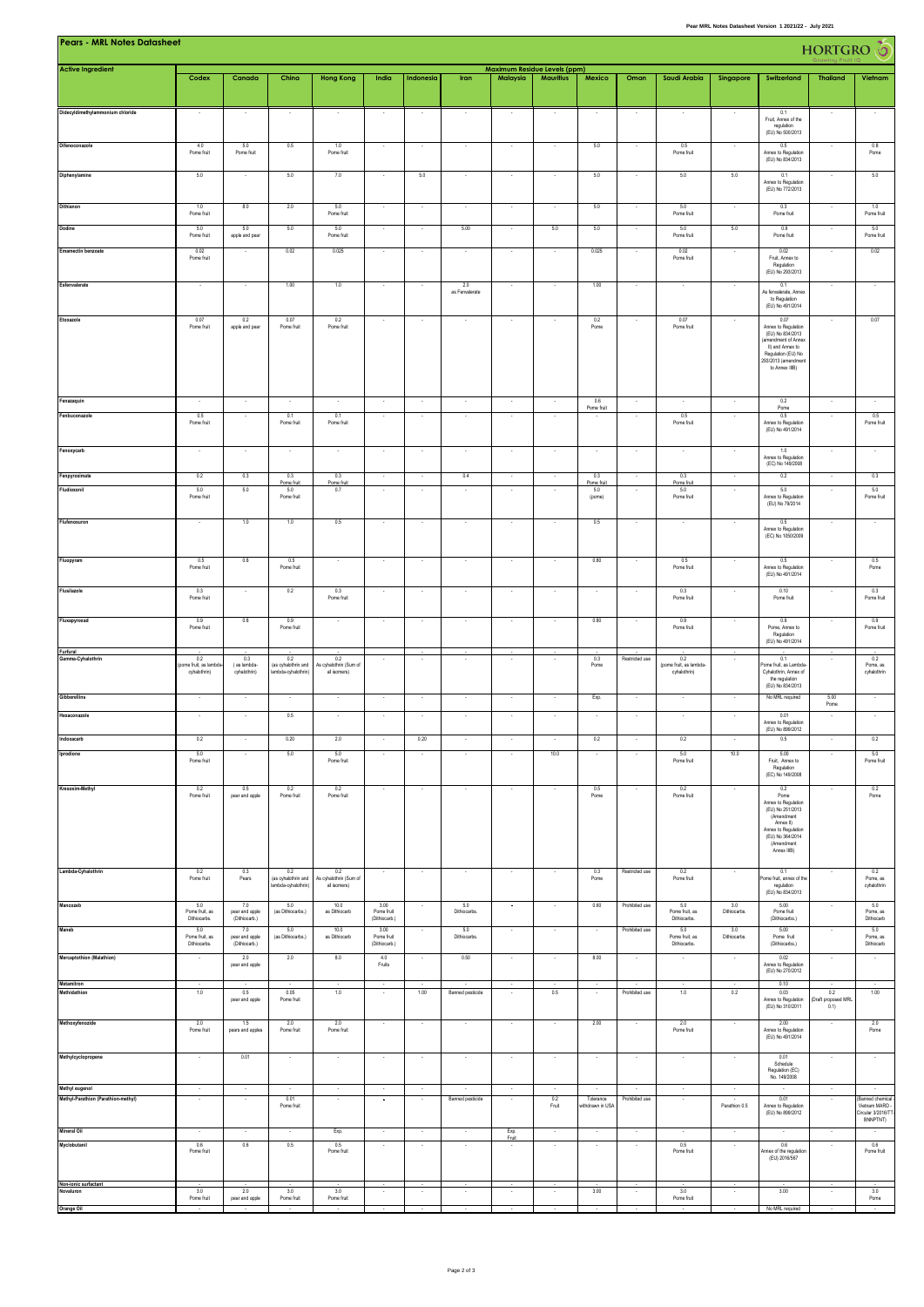# Pears - MRL Notes Datasheet

| Active Ingredient | Maximum Residue Levels (ppm) | | | | | | | | | | | | | | | |
|---|---|---|---|---|---|---|---|---|---|---|---|---|---|---|---|---|
| | Codex | Canada | China | Hong Kong | India | Indonesia | Iran | Malaysia | Mauritius | Mexico | Oman | Saudi Arabia | Singapore | Switzerland | Thailand | Vietnam |
| Didecyldimethylammonium chloride | - | - | - | - | - | - | - | - | - | - | - | - | - | 0.1 Fruit, Annex of the regulation (EU) No 500/2013 | - | - |
| Difenoconazole | 4.0 Pome fruit | 5.0 Pome fruit | 0.5 | 1.0 Pome fruit | - | - | - | - | - | 5.0 | - | 0.5 Pome fruit | - | 0.5 Annex to Regulation (EU) No 834/2013 | - | 0.8 Pome |
| Diphenylamine | 5.0 | - | 5.0 | 7.0 | - | 5.0 | - | - | - | 5.0 | - | 5.0 | 5.0 | 0.1 Annex to Regulation (EU) No 772/2013 | - | 5.0 |
| Dithianon | 1.0 Pome fruit | 8.0 | 2.0 | 5.0 Pome fruit | - | - | - | - | - | 5.0 | - | 5.0 Pome fruit | - | 0.3 Pome fruit | - | 1.0 Pome fruit |
| Dodine | 5.0 Pome fruit | 5.0 apple and pear | 5.0 | 5.0 Pome fruit | - | - | 5.00 | - | 5.0 | 5.0 | - | 5.0 Pome fruit | 5.0 | 0.9 Pome fruit | - | 5.0 Pome fruit |
| Emamectin benzoate | 0.02 Pome fruit | - | 0.02 | 0.025 | - | - | - | - | - | 0.025 | - | 0.02 Pome fruit | - | 0.02 Fruit, Annex to Regulation (EU) No 293/2013 | - | 0.02 |
| Esfenvalerate | - | - | 1.00 | 1.0 | - | - | 2.0 as Fenvalerate | - | - | 1.00 | - | - | - | 0.1 As fenvalerate, Annex to Regulation (EU) No 491/2014 | - | - |
| Etoxazole | 0.07 Pome fruit | 0.2 apple and pear | 0.07 Pome fruit | 0.2 Pome fruit | - | - | - | - | - | 0.2 Pome | - | 0.07 Pome fruit | - | 0.07 Annex to Regulation (EU) No 834/2013 (amendment of Annex II) and Annex to Regulation (EU) No 293/2013 (amendment to Annex IIIB) | - | 0.07 |
| Fenazaquin | - | - | - | - | - | - | - | - | - | 0.6 Pome fruit | - | - | - | 0.2 Pome | - | - |
| Fenbuconazole | 0.5 Pome fruit | - | 0.1 Pome fruit | 0.1 Pome fruit | - | - | - | - | - | - | - | 0.5 Pome fruit | - | 0.5 Annex to Regulation (EU) No 491/2014 | - | 0.5 Pome fruit |
| Fenoxycarb | - | - | - | - | - | - | - | - | - | - | - | - | - | 1.0 Annex to Regulation (EC) No 149/2008 | - | - |
| Fenpyroximate | 0.2 | 0.3 | 0.3 Pome fruit | 0.3 Pome fruit | - | - | 0.4 | - | - | 0.3 Pome fruit | - | 0.3 Pome fruit | - | 0.2 | - | 0.3 |
| Fludioxonil | 5.0 Pome fruit | 5.0 | 5.0 Pome fruit | 0.7 | - | - | - | - | - | 5.0 (pome) | - | 5.0 Pome fruit | - | 5.0 Annex to Regulation (EU) No 79/2014 | - | 5.0 Pome fruit |
| Flufenoxuron | - | 1.0 | 1.0 | 0.5 | - | - | - | - | - | 0.5 | - | - | - | 0.5 Annex to Regulation (EC) No 1050/2009 | - | - |
| Fluopyram | 0.5 Pome fruit | 0.8 | 0.5 Pome fruit | - | - | - | - | - | - | 0.80 | - | 0.5 Pome fruit | - | 0.5 Annex to Regulation (EU) No 491/2014 | - | 0.5 Pome |
| Flusilazole | 0.3 Pome fruit | - | 0.2 | 0.3 Pome fruit | - | - | - | - | - | - | - | 0.3 Pome fruit | - | 0.10 Pome fruit | - | 0.3 Pome fruit |
| Fluxapyroxad | 0.9 Pome fruit | 0.8 | 0.9 Pome fruit | - | - | - | - | - | - | 0.80 | - | 0.9 Pome fruit | - | 0.9 Pome, Annex to Regulation (EU) No 491/2014 | - | 0.9 Pome fruit |
| Furfural | - | - | - | - | - | - | - | - | - | - | - | - | - | - | - | - |
| Gamma-Cyhalothrin | 0.2 (pome fruit, as lambda-cyhalothrin) | 0.3 (as lambda-cyhalothrin) | 0.2 (as cyhalothrin and lambda-cyhalothrin) | 0.2 As cyhalothrin (Sum of all isomers) | - | - | - | - | - | 0.3 Pome | Restricted use | 0.2 (pome fruit, as lambda-cyhalothrin) | - | 0.1 Pome fruit, as Lambda-Cyhalothrin, Annex of the regulation (EU) No 834/2013 | - | 0.2 Pome, as cyhalothrin |
| Gibberellins | - | - | - | - | - | - | - | - | - | Exp. | - | - | - | No MRL required | 5.00 Pome | - |
| Hexaconazole | - | - | 0.5 | - | - | - | - | - | - | - | - | - | - | 0.01 Annex to Regulation (EU) No 899/2012 | - | - |
| Indoxacarb | 0.2 | - | 0.20 | 2.0 | - | 0.20 | - | - | - | 0.2 | - | 0.2 | - | 0.5 | - | 0.2 |
| Iprodione | 5.0 Pome fruit | - | 5.0 | 5.0 Pome fruit | - | - | - | - | 10.0 | - | - | 5.0 Pome fruit | 10.0 | 5.00 Fruit, Annex to Regulation (EC) No 149/2008 | - | 5.0 Pome fruit |
| Kresoxim-Methyl | 0.2 Pome fruit | 0.5 pear and apple | 0.2 Pome fruit | 0.2 Pome fruit | - | - | - | - | - | 0.5 Pome | - | 0.2 Pome fruit | - | 0.2 Pome Annex to Regulation (EU) No 251/2013 (Amendment Annex II) Annex to Regulation (EU) No 364/2014 (Amendment Annex IIIB) | - | 0.2 Pome |
| Lambda-Cyhalothrin | 0.2 Pome fruit | 0.3 Pears | 0.2 (as cyhalothrin and lambda-cyhalothrin) | 0.2 As cyhalothrin (Sum of all isomers) | - | - | - | - | - | 0.3 Pome | Restricted use | 0.2 Pome fruit | - | 0.1 Pome fruit, annex of the regulation (EU) No 834/2013 | - | 0.2 Pome, as cyhalothrin |
| Mancozeb | 5.0 Pome fruit, as Dithiocarbs. | 7.0 pear and apple (Dithiocarb.) | 5.0 (as Dithiocarbs.) | 10.0 as Dithiocarb | 3.00 Pome fruit (Dithiocarb.) | - | 5.0 Dithiocarbs. | - | - | 0.60 | Prohibited use | 5.0 Pome fruit, as Dithiocarbs. | 3.0 Dithiocarbs. | 5.00 Pome fruit (Dithiocarbs.) | - | 5.0 Pome, as Dithiocarb |
| Maneb | 5.0 Pome fruit, as Dithiocarbs. | 7.0 pear and apple (Dithiocarb.) | 5.0 (as Dithiocarbs.) | 10.0 as Dithiocarb | 3.00 Pome fruit (Dithiocarb.) | - | 5.0 Dithiocarbs. | - | - | - | Prohibited use | 5.0 Pome fruit, as Dithiocarbs. | 3.0 Dithiocarbs. | 5.00 Pome fruit (Dithiocarbs.) | - | 5.0 Pome, as Dithiocarb |
| Mercaptothion (Malathion) | - | 2.0 pear and apple | 2.0 | 8.0 | 4.0 Fruits | - | 0.50 | - | - | 8.00 | - | - | - | 0.02 Annex to Regulation (EU) No 270/2012 | - | - |
| Metamitron | - | - | - | - | - | - | - | - | - | - | - | - | - | 0.10 | - | - |
| Methidathion | 1.0 | 0.5 pear and apple | 0.05 Pome fruit | 1.0 | - | 1.00 | Banned pesticide | - | 0.5 | - | Prohibited use | 1.0 | 0.2 | 0.03 Annex to Regulation (EU) No 310/2011 | 0.2 (Draft proposed MRL 0.1) | 1.00 |
| Methoxyfenozide | 2.0 Pome fruit | 1.5 pears and apples | 2.0 Pome fruit | 2.0 Pome fruit | - | - | - | - | - | 2.00 | - | 2.0 Pome fruit | - | 2.00 Annex to Regulation (EU) No 491/2014 | - | 2.0 Pome |
| Methylcyclopropene | - | 0.01 | - | - | - | - | - | - | - | - | - | - | - | 0.01 Schedule Regulation (EC) No. 149/2008 | - | - |
| Methyl eugenol | - | - | - | - | - | - | - | - | - | - | - | - | - | - | - | - |
| Methyl-Parathion (Parathion-methyl) | - | - | 0.01 Pome fruit | - | - | - | Banned pesticide | - | 0.2 Fruit | Tolerance withdrawn in USA | Prohibited use | - | Parathion 0.5 | 0.01 Annex to Regulation (EU) No 899/2012 | - | (Banned chemical - Vietnam MARD - Circular 3/2016/TT-BNNPTNT) |
| Mineral Oil | - | - | - | Exp. | - | - | - | Exp. Fruit | - | - | - | - | - | - | - | - |
| Myclobutanil | 0.6 Pome fruit | 0.6 | 0.5 | 0.5 Pome fruit | - | - | - | - | - | - | - | 0.5 Pome fruit | - | 0.6 Annex of the regulation (EU) 2016/567 | - | 0.6 Pome fruit |
| Non-ionic surfactant | - | - | - | - | - | - | - | - | - | - | - | - | - | - | - | - |
| Novaluron | 3.0 Pome fruit | 2.0 pear and apple | 3.0 Pome fruit | 3.0 Pome fruit | - | - | - | - | - | 3.00 | - | 3.0 Pome fruit | - | 3.00 | - | 3.0 Pome |
| Orange Oil | - | - | - | - | - | - | - | - | - | - | - | - | - | No MRL required | - | - |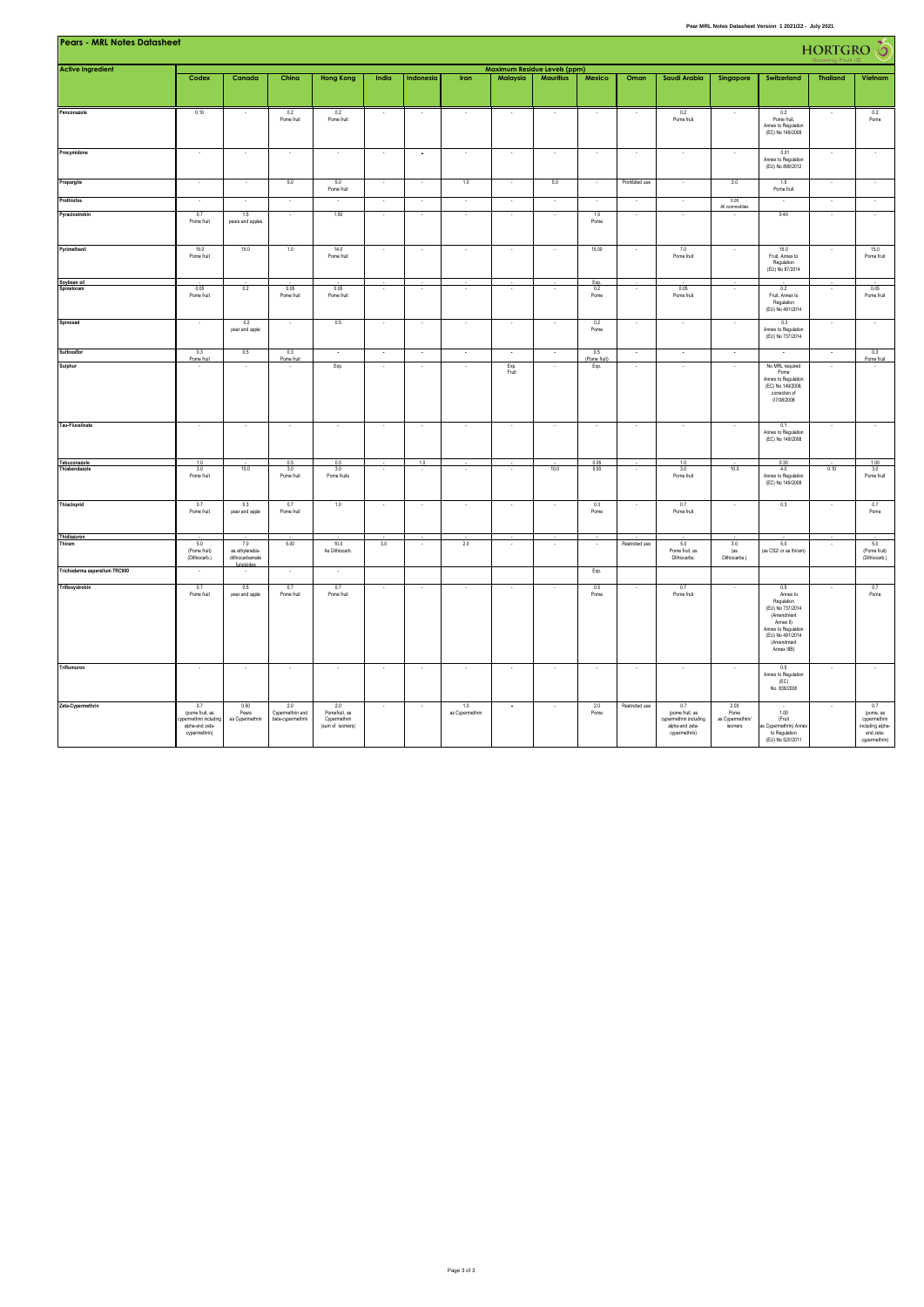# Pears - MRL Notes Datasheet

| Active Ingredient | Maximum Residue Levels (ppm) | | | | | | | | | | | | | | |
|---|---|---|---|---|---|---|---|---|---|---|---|---|---|---|---|
| | Codex | Canada | China | Hong Kong | India | Indonesia | Iran | Malaysia | Mauritius | Mexico | Oman | Saudi Arabia | Singapore | Switzerland | Thailand | Vietnam |
| Penconazole | 0.10 | - | 0.2 Pome fruit | 0.2 Pome fruit | - | - | - | - | - | - | - | 0.2 Pome fruit | - | 0.2 Pome Fruit, Annex to Regulation (EC) No 149/2008 | - | 0.2 Pome |
| Procymidone | - | - | - | - | - | - | - | - | - | - | - | - | - | 0.01 Annex to Regulation (EU) No 899/2012 | - | - |
| Propargite | - | - | 5.0 | 5.0 Pome fruit | - | - | 1.0 | - | 5.0 | - | Prohibited use | - | 3.0 | 1.5 Pome fruit | - | - |
| Prothiofos | - | - | - | - | - | - | - | - | - | - | - | - | 0.05 All commodities | - | - | - |
| Pyraclostrobin | 0.7 Pome fruit | 1.5 pears and apples | - | 1.50 | - | - | - | - | - | 1.5 Pome | - | - | - | 0.40 | - | - |
| Pyrimethanil | 15.0 Pome fruit | 15.0 | 1.0 | 14.0 Pome fruit | - | - | - | - | - | 15.00 | - | 7.0 Pome fruit | - | 15.0 Fruit, Annex to Regulation (EU) No 87/2014 | - | 15.0 Pome fruit |
| Soybean oil | - | - | - | - | - | - | - | - | - | Exp. | - | - | - | - | - | - |
| Spinetoram | 0.05 Pome fruit | 0.2 | 0.05 Pome fruit | 0.05 Pome fruit | - | - | - | - | - | 0.2 Pome | - | 0.05 Pome fruit | - | 0.2 Fruit, Annex to Regulation (EU) No 491/2014 | - | 0.05 Pome fruit |
| Spinosad | - | 0.2 pear and apple | - | 0.5 | - | - | - | - | - | 0.2 Pome | - | - | - | 0.3 Annex to Regulation (EU) No 737/2014 | - | - |
| Sulfoxaflor | 0.3 Pome fruit | 0.5 | 0.3 Pome fruit | - | - | - | - | - | - | 0.5 (Pome fruit) | - | - | - | - | - | 0.3 Pome fruit |
| Sulphur | - | - | - | Exp. | - | - | - | Exp. Fruit | - | Exp. | - | - | - | No MRL required Pome Annex to Regulation (EC) No 149/2008, correction of 07/08/2008 | - | - |
| Tau-Fluvalinate | - | - | - | - | - | - | - | - | - | - | - | - | - | 0.1 Annex to Regulation (EC) No 149/2008 | - | - |
| Tebuconazole | 1.0 | - | 0.5 | 0.5 | - | 1.0 | - | - | - | 0.05 | - | 1.0 | - | 0.30 | - | 1.00 |
| Thiabendazole | 3.0 Pome fruit | 10.0 | 3.0 Pome fruit | 3.0 Pome fruits | - | - | - | - | 10.0 | 5.00 | - | 3.0 Pome fruit | 10.0 | 4.0 Annex to Regulation (EC) No 149/2008 | 0.10 | 3.0 Pome fruit |
| Thiacloprid | 0.7 Pome fruit | 0.3 pear and apple | 0.7 Pome fruit | 1.0 | - | - | - | - | - | 0.3 Pome | - | 0.7 Pome fruit | - | 0.3 | - | 0.7 Pome |
| Thidiazuron | - | - | - | - | - | - | - | - | - | - | - | - | - | - | - | - |
| Thiram | 5.0 (Pome fruit) (Dithiocarb.) | 7.0 as ethylenebis-dithiocarbamate fungicides | 5.00 | 10.0 As Dithiocarb. | 3.0 | - | 2.0 | - | - | - | Restricted use | 5.0 Pome fruit, as Dithiocarbs. | 3.0 (as Dithiocarbs.) | 5.0 (as CS2/ or as thiram) | - | 5.0 (Pome fruit) (Dithiocarb.) |
| Trichoderma asperellum TRC900 | - | - | - | - | | | | | | Exp. | | | | | | |
| Trifloxystrobin | 0.7 Pome fruit | 0.5 pear and apple | 0.7 Pome fruit | 0.7 Pome fruit | - | - | - | - | - | 0.5 Pome | - | 0.7 Pome fruit | - | 0.5 Annex to Regulation (EU) No 737/2014 (Amendment Annex II) Annex to Regulation (EU) No 491/2014 (Amendment Annex IIIB) | - | 0.7 Pome |
| Triflumuron | - | - | - | - | - | - | - | - | - | - | - | - | - | 0.5 Annex to Regulation (EC) No. 839/2008 | - | - |
| Zeta-Cypermethrin | 0.7 (pome fruit, as cypermethrin including alpha-and zeta-cypermethrin) | 0.50 Pears as Cypermethrin | 2.0 Cypermethrin and beta-cypermethrin | 2.0 Pomefruit, as Cypermethrin (sum of isomers) | - | - | 1.0 as Cypermethrin | - | - | 2.0 Pome | Restricted use | 0.7 (pome fruit, as cypermethrin including alpha-and zeta-cypermethrin) | 2.00 Pome as Cypermethrin/ isomers | 1.00 (Fruit as Cypermethrin) Annex to Regulation (EU) No 520/2011 | - | 0.7 (pome, as cypermethrin including alpha-and zeta-cypermethrin) |